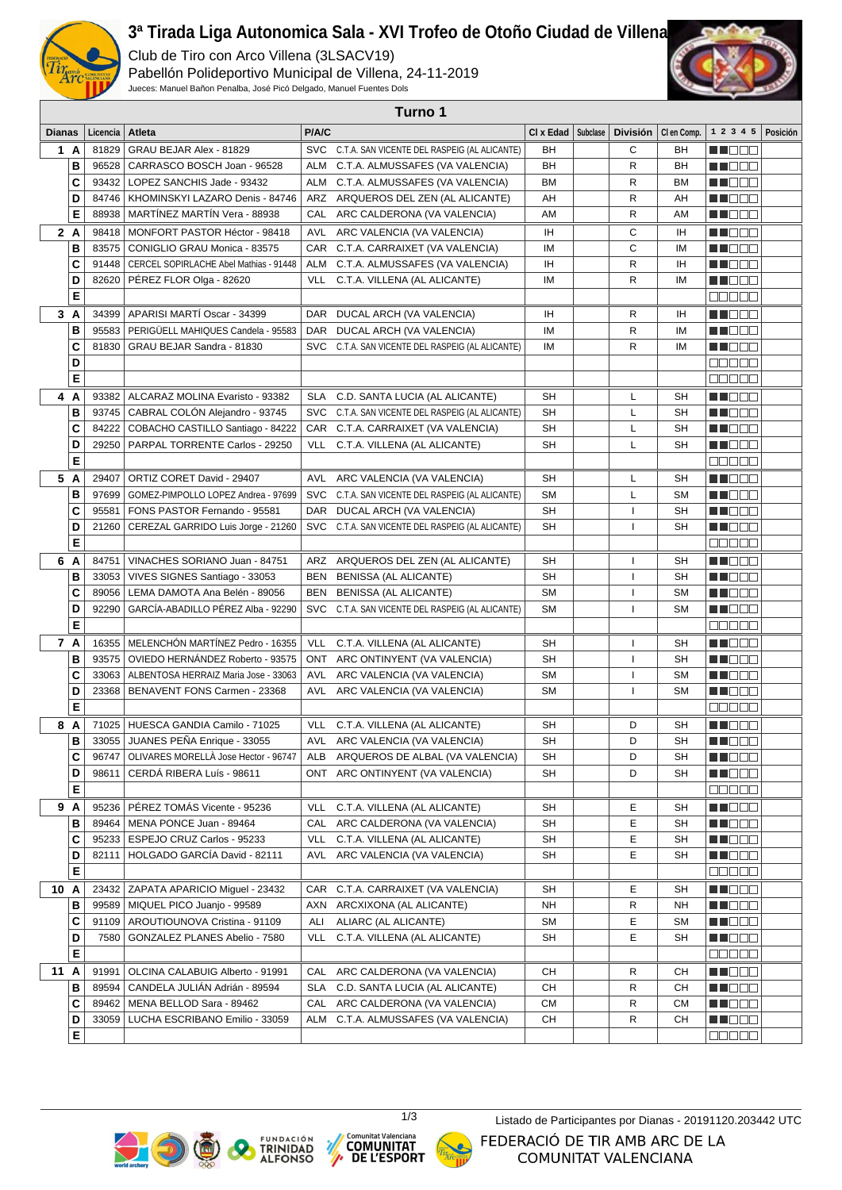# 3ª Tirada Liga Autonomica Sala - XVI Trofeo de Otoño Ciudad de Villena

Club de Tiro con Arco Villena (3LSACV19)
Pabellón Polideportivo Municipal de Villena, 24-11-2019
Jueces: Manuel Bañon Penalba, José Picó Delgado, Manuel Fuentes Dols

## Turno 1

| Dianas | | Licencia | Atleta | P/A/C | | Cl x Edad | Subclase | División | Cl en Comp. | 1 2 3 4 5 | Posición |
|---|---|---|---|---|---|---|---|---|---|---|---|
| 1 | A | 81829 | GRAU BEJAR Alex - 81829 | SVC | C.T.A. SAN VICENTE DEL RASPEIG (AL ALICANTE) | BH | | C | BH | ■■□□□ | |
| | B | 96528 | CARRASCO BOSCH Joan - 96528 | ALM | C.T.A. ALMUSSAFES (VA VALENCIA) | BH | | R | BH | ■■□□□ | |
| | C | 93432 | LOPEZ SANCHIS Jade - 93432 | ALM | C.T.A. ALMUSSAFES (VA VALENCIA) | BM | | R | BM | ■■□□□ | |
| | D | 84746 | KHOMINSKYI LAZARO Denis - 84746 | ARZ | ARQUEROS DEL ZEN (AL ALICANTE) | AH | | R | AH | ■■□□□ | |
| | E | 88938 | MARTÍNEZ MARTÍN Vera - 88938 | CAL | ARC CALDERONA (VA VALENCIA) | AM | | R | AM | ■■□□□ | |
| 2 | A | 98418 | MONFORT PASTOR Héctor - 98418 | AVL | ARC VALENCIA (VA VALENCIA) | IH | | C | IH | ■■□□□ | |
| | B | 83575 | CONIGLIO GRAU Monica - 83575 | CAR | C.T.A. CARRAIXET (VA VALENCIA) | IM | | C | IM | ■■□□□ | |
| | C | 91448 | CERCEL SOPIRLACHE Abel Mathias - 91448 | ALM | C.T.A. ALMUSSAFES (VA VALENCIA) | IH | | R | IH | ■■□□□ | |
| | D | 82620 | PÉREZ FLOR Olga - 82620 | VLL | C.T.A. VILLENA (AL ALICANTE) | IM | | R | IM | ■■□□□ | |
| | E | | | | | | | | | □□□□□ | |
| 3 | A | 34399 | APARISI MARTÍ Oscar - 34399 | DAR | DUCAL ARCH (VA VALENCIA) | IH | | R | IH | ■■□□□ | |
| | B | 95583 | PERIGÜELL MAHIQUES Candela - 95583 | DAR | DUCAL ARCH (VA VALENCIA) | IM | | R | IM | ■■□□□ | |
| | C | 81830 | GRAU BEJAR Sandra - 81830 | SVC | C.T.A. SAN VICENTE DEL RASPEIG (AL ALICANTE) | IM | | R | IM | ■■□□□ | |
| | D | | | | | | | | | □□□□□ | |
| | E | | | | | | | | | □□□□□ | |
| 4 | A | 93382 | ALCARAZ MOLINA Evaristo - 93382 | SLA | C.D. SANTA LUCIA (AL ALICANTE) | SH | | L | SH | ■■□□□ | |
| | B | 93745 | CABRAL COLÓN Alejandro - 93745 | SVC | C.T.A. SAN VICENTE DEL RASPEIG (AL ALICANTE) | SH | | L | SH | ■■□□□ | |
| | C | 84222 | COBACHO CASTILLO Santiago - 84222 | CAR | C.T.A. CARRAIXET (VA VALENCIA) | SH | | L | SH | ■■□□□ | |
| | D | 29250 | PARPAL TORRENTE Carlos - 29250 | VLL | C.T.A. VILLENA (AL ALICANTE) | SH | | L | SH | ■■□□□ | |
| | E | | | | | | | | | □□□□□ | |
| 5 | A | 29407 | ORTIZ CORET David - 29407 | AVL | ARC VALENCIA (VA VALENCIA) | SH | | L | SH | ■■□□□ | |
| | B | 97699 | GOMEZ-PIMPOLLO LOPEZ Andrea - 97699 | SVC | C.T.A. SAN VICENTE DEL RASPEIG (AL ALICANTE) | SM | | L | SM | ■■□□□ | |
| | C | 95581 | FONS PASTOR Fernando - 95581 | DAR | DUCAL ARCH (VA VALENCIA) | SH | | I | SH | ■■□□□ | |
| | D | 21260 | CEREZAL GARRIDO Luis Jorge - 21260 | SVC | C.T.A. SAN VICENTE DEL RASPEIG (AL ALICANTE) | SH | | I | SH | ■■□□□ | |
| | E | | | | | | | | | □□□□□ | |
| 6 | A | 84751 | VINACHES SORIANO Juan - 84751 | ARZ | ARQUEROS DEL ZEN (AL ALICANTE) | SH | | I | SH | ■■□□□ | |
| | B | 33053 | VIVES SIGNES Santiago - 33053 | BEN | BENISSA (AL ALICANTE) | SH | | I | SH | ■■□□□ | |
| | C | 89056 | LEMA DAMOTA Ana Belén - 89056 | BEN | BENISSA (AL ALICANTE) | SM | | I | SM | ■■□□□ | |
| | D | 92290 | GARCÍA-ABADILLO PÉREZ Alba - 92290 | SVC | C.T.A. SAN VICENTE DEL RASPEIG (AL ALICANTE) | SM | | I | SM | ■■□□□ | |
| | E | | | | | | | | | □□□□□ | |
| 7 | A | 16355 | MELENCHÓN MARTÍNEZ Pedro - 16355 | VLL | C.T.A. VILLENA (AL ALICANTE) | SH | | I | SH | ■■□□□ | |
| | B | 93575 | OVIEDO HERNÁNDEZ Roberto - 93575 | ONT | ARC ONTINYENT (VA VALENCIA) | SH | | I | SH | ■■□□□ | |
| | C | 33063 | ALBENTOSA HERRAIZ Maria Jose - 33063 | AVL | ARC VALENCIA (VA VALENCIA) | SM | | I | SM | ■■□□□ | |
| | D | 23368 | BENAVENT FONS Carmen - 23368 | AVL | ARC VALENCIA (VA VALENCIA) | SM | | I | SM | ■■□□□ | |
| | E | | | | | | | | | □□□□□ | |
| 8 | A | 71025 | HUESCA GANDIA Camilo - 71025 | VLL | C.T.A. VILLENA (AL ALICANTE) | SH | | D | SH | ■■□□□ | |
| | B | 33055 | JUANES PEÑA Enrique - 33055 | AVL | ARC VALENCIA (VA VALENCIA) | SH | | D | SH | ■■□□□ | |
| | C | 96747 | OLIVARES MORELLÀ Jose Hector - 96747 | ALB | ARQUEROS DE ALBAL (VA VALENCIA) | SH | | D | SH | ■■□□□ | |
| | D | 98611 | CERDÁ RIBERA Luís - 98611 | ONT | ARC ONTINYENT (VA VALENCIA) | SH | | D | SH | ■■□□□ | |
| | E | | | | | | | | | □□□□□ | |
| 9 | A | 95236 | PÉREZ TOMÁS Vicente - 95236 | VLL | C.T.A. VILLENA (AL ALICANTE) | SH | | E | SH | ■■□□□ | |
| | B | 89464 | MENA PONCE Juan - 89464 | CAL | ARC CALDERONA (VA VALENCIA) | SH | | E | SH | ■■□□□ | |
| | C | 95233 | ESPEJO CRUZ Carlos - 95233 | VLL | C.T.A. VILLENA (AL ALICANTE) | SH | | E | SH | ■■□□□ | |
| | D | 82111 | HOLGADO GARCÍA David - 82111 | AVL | ARC VALENCIA (VA VALENCIA) | SH | | E | SH | ■■□□□ | |
| | E | | | | | | | | | □□□□□ | |
| 10 | A | 23432 | ZAPATA APARICIO Miguel - 23432 | CAR | C.T.A. CARRAIXET (VA VALENCIA) | SH | | E | SH | ■■□□□ | |
| | B | 99589 | MIQUEL PICO Juanjo - 99589 | AXN | ARCXIXONA (AL ALICANTE) | NH | | R | NH | ■■□□□ | |
| | C | 91109 | AROUTIOUNOVA Cristina - 91109 | ALI | ALIARC (AL ALICANTE) | SM | | E | SM | ■■□□□ | |
| | D | 7580 | GONZALEZ PLANES Abelio - 7580 | VLL | C.T.A. VILLENA (AL ALICANTE) | SH | | E | SH | ■■□□□ | |
| | E | | | | | | | | | □□□□□ | |
| 11 | A | 91991 | OLCINA CALABUIG Alberto - 91991 | CAL | ARC CALDERONA (VA VALENCIA) | CH | | R | CH | ■■□□□ | |
| | B | 89594 | CANDELA JULIÁN Adrián - 89594 | SLA | C.D. SANTA LUCIA (AL ALICANTE) | CH | | R | CH | ■■□□□ | |
| | C | 89462 | MENA BELLOD Sara - 89462 | CAL | ARC CALDERONA (VA VALENCIA) | CM | | R | CM | ■■□□□ | |
| | D | 33059 | LUCHA ESCRIBANO Emilio - 33059 | ALM | C.T.A. ALMUSSAFES (VA VALENCIA) | CH | | R | CH | ■■□□□ | |
| | E | | | | | | | | | □□□□□ | |

Listado de Participantes por Dianas - 20191120.203442 UTC

FEDERACIÓ DE TIR AMB ARC DE LA COMUNITAT VALENCIANA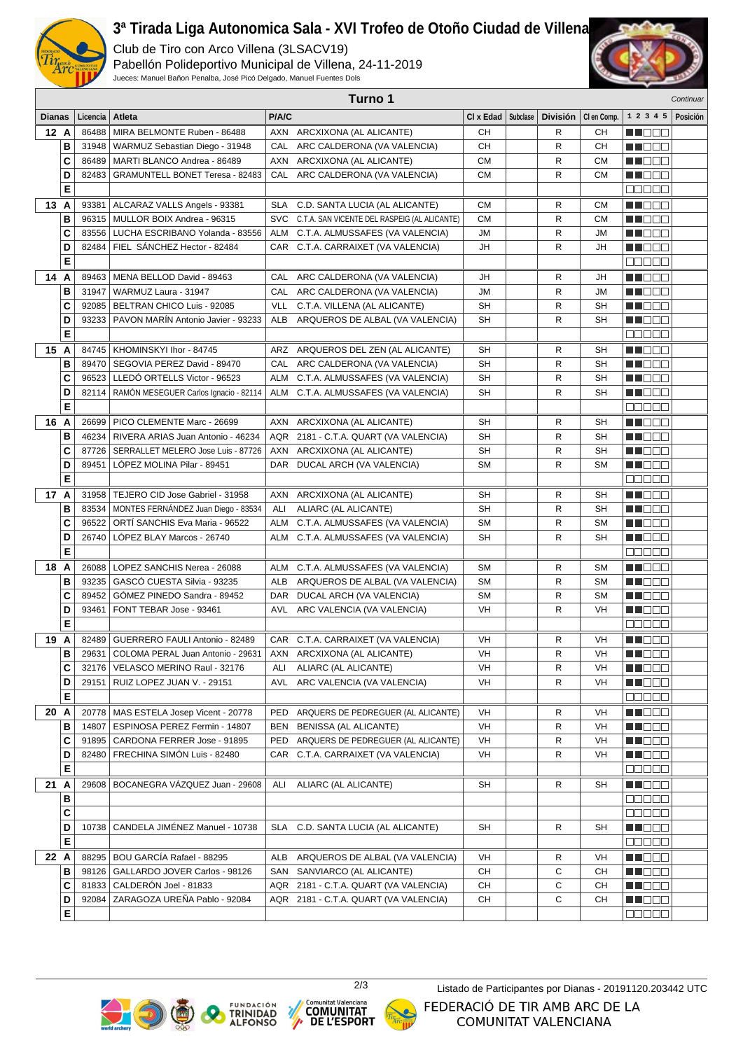# 3ª Tirada Liga Autonomica Sala - XVI Trofeo de Otoño Ciudad de Villena

Club de Tiro con Arco Villena (3LSACV19)
Pabellón Polideportivo Municipal de Villena, 24-11-2019
Jueces: Manuel Bañon Penalba, José Picó Delgado, Manuel Fuentes Dols

## Turno 1

*Continuar*

| Dianas | | Licencia | Atleta | P/A/C | | Cl x Edad | Subclase | División | Cl en Comp. | 1 2 3 4 5 | Posición |
|---|---|---|---|---|---|---|---|---|---|---|---|
| 12 | A | 86488 | MIRA BELMONTE Ruben - 86488 | AXN | ARCXIXONA (AL ALICANTE) | CH | | R | CH | ■■□□□ | |
| | B | 31948 | WARMUZ Sebastian Diego - 31948 | CAL | ARC CALDERONA (VA VALENCIA) | CH | | R | CH | ■■□□□ | |
| | C | 86489 | MARTI BLANCO Andrea - 86489 | AXN | ARCXIXONA (AL ALICANTE) | CM | | R | CM | ■■□□□ | |
| | D | 82483 | GRAMUNTELL BONET Teresa - 82483 | CAL | ARC CALDERONA (VA VALENCIA) | CM | | R | CM | ■■□□□ | |
| | E | | | | | | | | | □□□□□ | |
| 13 | A | 93381 | ALCARAZ VALLS Angels - 93381 | SLA | C.D. SANTA LUCIA (AL ALICANTE) | CM | | R | CM | ■■□□□ | |
| | B | 96315 | MULLOR BOIX Andrea - 96315 | SVC | C.T.A. SAN VICENTE DEL RASPEIG (AL ALICANTE) | CM | | R | CM | ■■□□□ | |
| | C | 83556 | LUCHA ESCRIBANO Yolanda - 83556 | ALM | C.T.A. ALMUSSAFES (VA VALENCIA) | JM | | R | JM | ■■□□□ | |
| | D | 82484 | FIEL SÁNCHEZ Hector - 82484 | CAR | C.T.A. CARRAIXET (VA VALENCIA) | JH | | R | JH | ■■□□□ | |
| | E | | | | | | | | | □□□□□ | |
| 14 | A | 89463 | MENA BELLOD David - 89463 | CAL | ARC CALDERONA (VA VALENCIA) | JH | | R | JH | ■■□□□ | |
| | B | 31947 | WARMUZ Laura - 31947 | CAL | ARC CALDERONA (VA VALENCIA) | JM | | R | JM | ■■□□□ | |
| | C | 92085 | BELTRAN CHICO Luis - 92085 | VLL | C.T.A. VILLENA (AL ALICANTE) | SH | | R | SH | ■■□□□ | |
| | D | 93233 | PAVON MARÍN Antonio Javier - 93233 | ALB | ARQUEROS DE ALBAL (VA VALENCIA) | SH | | R | SH | ■■□□□ | |
| | E | | | | | | | | | □□□□□ | |
| 15 | A | 84745 | KHOMINSKYI Ihor - 84745 | ARZ | ARQUEROS DEL ZEN (AL ALICANTE) | SH | | R | SH | ■■□□□ | |
| | B | 89470 | SEGOVIA PEREZ David - 89470 | CAL | ARC CALDERONA (VA VALENCIA) | SH | | R | SH | ■■□□□ | |
| | C | 96523 | LLEDÓ ORTELLS Victor - 96523 | ALM | C.T.A. ALMUSSAFES (VA VALENCIA) | SH | | R | SH | ■■□□□ | |
| | D | 82114 | RAMÓN MESEGUER Carlos Ignacio - 82114 | ALM | C.T.A. ALMUSSAFES (VA VALENCIA) | SH | | R | SH | ■■□□□ | |
| | E | | | | | | | | | □□□□□ | |
| 16 | A | 26699 | PICO CLEMENTE Marc - 26699 | AXN | ARCXIXONA (AL ALICANTE) | SH | | R | SH | ■■□□□ | |
| | B | 46234 | RIVERA ARIAS Juan Antonio - 46234 | AQR | 2181 - C.T.A. QUART (VA VALENCIA) | SH | | R | SH | ■■□□□ | |
| | C | 87726 | SERRALLET MELERO Jose Luis - 87726 | AXN | ARCXIXONA (AL ALICANTE) | SH | | R | SH | ■■□□□ | |
| | D | 89451 | LÓPEZ MOLINA Pilar - 89451 | DAR | DUCAL ARCH (VA VALENCIA) | SM | | R | SM | ■■□□□ | |
| | E | | | | | | | | | □□□□□ | |
| 17 | A | 31958 | TEJERO CID Jose Gabriel - 31958 | AXN | ARCXIXONA (AL ALICANTE) | SH | | R | SH | ■■□□□ | |
| | B | 83534 | MONTES FERNÁNDEZ Juan Diego - 83534 | ALI | ALIARC (AL ALICANTE) | SH | | R | SH | ■■□□□ | |
| | C | 96522 | ORTÍ SANCHIS Eva Maria - 96522 | ALM | C.T.A. ALMUSSAFES (VA VALENCIA) | SM | | R | SM | ■■□□□ | |
| | D | 26740 | LÓPEZ BLAY Marcos - 26740 | ALM | C.T.A. ALMUSSAFES (VA VALENCIA) | SH | | R | SH | ■■□□□ | |
| | E | | | | | | | | | □□□□□ | |
| 18 | A | 26088 | LOPEZ SANCHIS Nerea - 26088 | ALM | C.T.A. ALMUSSAFES (VA VALENCIA) | SM | | R | SM | ■■□□□ | |
| | B | 93235 | GASCÓ CUESTA Silvia - 93235 | ALB | ARQUEROS DE ALBAL (VA VALENCIA) | SM | | R | SM | ■■□□□ | |
| | C | 89452 | GÓMEZ PINEDO Sandra - 89452 | DAR | DUCAL ARCH (VA VALENCIA) | SM | | R | SM | ■■□□□ | |
| | D | 93461 | FONT TEBAR Jose - 93461 | AVL | ARC VALENCIA (VA VALENCIA) | VH | | R | VH | ■■□□□ | |
| | E | | | | | | | | | □□□□□ | |
| 19 | A | 82489 | GUERRERO FAULI Antonio - 82489 | CAR | C.T.A. CARRAIXET (VA VALENCIA) | VH | | R | VH | ■■□□□ | |
| | B | 29631 | COLOMA PERAL Juan Antonio - 29631 | AXN | ARCXIXONA (AL ALICANTE) | VH | | R | VH | ■■□□□ | |
| | C | 32176 | VELASCO MERINO Raul - 32176 | ALI | ALIARC (AL ALICANTE) | VH | | R | VH | ■■□□□ | |
| | D | 29151 | RUIZ LOPEZ JUAN V. - 29151 | AVL | ARC VALENCIA (VA VALENCIA) | VH | | R | VH | ■■□□□ | |
| | E | | | | | | | | | □□□□□ | |
| 20 | A | 20778 | MAS ESTELA Josep Vicent - 20778 | PED | ARQUERS DE PEDREGUER (AL ALICANTE) | VH | | R | VH | ■■□□□ | |
| | B | 14807 | ESPINOSA PEREZ Fermin - 14807 | BEN | BENISSA (AL ALICANTE) | VH | | R | VH | ■■□□□ | |
| | C | 91895 | CARDONA FERRER Jose - 91895 | PED | ARQUERS DE PEDREGUER (AL ALICANTE) | VH | | R | VH | ■■□□□ | |
| | D | 82480 | FRECHINA SIMÓN Luis - 82480 | CAR | C.T.A. CARRAIXET (VA VALENCIA) | VH | | R | VH | ■■□□□ | |
| | E | | | | | | | | | □□□□□ | |
| 21 | A | 29608 | BOCANEGRA VÁZQUEZ Juan - 29608 | ALI | ALIARC (AL ALICANTE) | SH | | R | SH | ■■□□□ | |
| | B | | | | | | | | | □□□□□ | |
| | C | | | | | | | | | □□□□□ | |
| | D | 10738 | CANDELA JIMÉNEZ Manuel - 10738 | SLA | C.D. SANTA LUCIA (AL ALICANTE) | SH | | R | SH | ■■□□□ | |
| | E | | | | | | | | | □□□□□ | |
| 22 | A | 88295 | BOU GARCÍA Rafael - 88295 | ALB | ARQUEROS DE ALBAL (VA VALENCIA) | VH | | R | VH | ■■□□□ | |
| | B | 98126 | GALLARDO JOVER Carlos - 98126 | SAN | SANVIARCO (AL ALICANTE) | CH | | C | CH | ■■□□□ | |
| | C | 81833 | CALDERÓN Joel - 81833 | AQR | 2181 - C.T.A. QUART (VA VALENCIA) | CH | | C | CH | ■■□□□ | |
| | D | 92084 | ZARAGOZA UREÑA Pablo - 92084 | AQR | 2181 - C.T.A. QUART (VA VALENCIA) | CH | | C | CH | ■■□□□ | |
| | E | | | | | | | | | □□□□□ | |

Listado de Participantes por Dianas - 20191120.203442 UTC

FEDERACIÓ DE TIR AMB ARC DE LA COMUNITAT VALENCIANA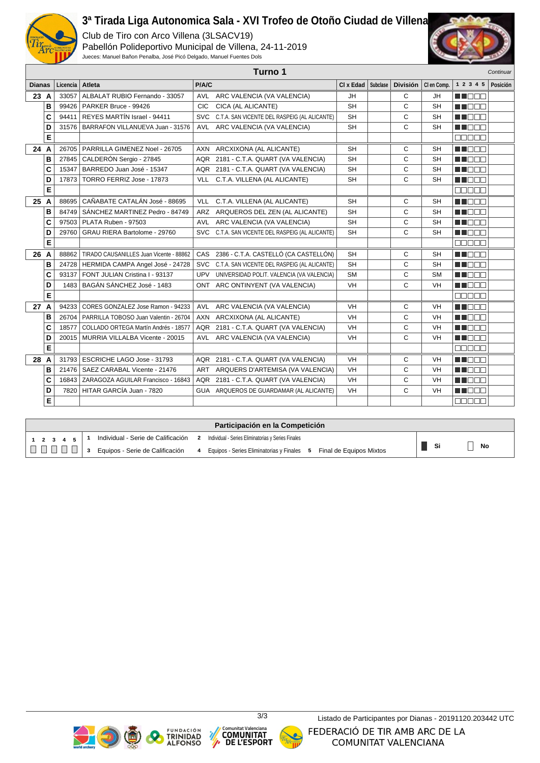# 3ª Tirada Liga Autonomica Sala - XVI Trofeo de Otoño Ciudad de Villena

Club de Tiro con Arco Villena (3LSACV19)

Pabellón Polideportivo Municipal de Villena, 24-11-2019

Jueces: Manuel Bañon Penalba, José Picó Delgado, Manuel Fuentes Dols

## Turno 1

*Continuar*

| Dianas | | Licencia | Atleta | P/A/C | | Cl x Edad | Subclase | División | Cl en Comp. | 1 2 3 4 5 | Posición |
|---|---|---|---|---|---|---|---|---|---|---|---|
| 23 | A | 33057 | ALBALAT RUBIO Fernando - 33057 | AVL | ARC VALENCIA (VA VALENCIA) | JH | | C | JH | ■■□□□ | |
| | B | 99426 | PARKER Bruce - 99426 | CIC | CICA (AL ALICANTE) | SH | | C | SH | ■■□□□ | |
| | C | 94411 | REYES MARTÍN Israel - 94411 | SVC | C.T.A. SAN VICENTE DEL RASPEIG (AL ALICANTE) | SH | | C | SH | ■■□□□ | |
| | D | 31576 | BARRAFON VILLANUEVA Juan - 31576 | AVL | ARC VALENCIA (VA VALENCIA) | SH | | C | SH | ■■□□□ | |
| | E | | | | | | | | | □□□□□ | |
| 24 | A | 26705 | PARRILLA GIMENEZ Noel - 26705 | AXN | ARCXIXONA (AL ALICANTE) | SH | | C | SH | ■■□□□ | |
| | B | 27845 | CALDERÓN Sergio - 27845 | AQR | 2181 - C.T.A. QUART (VA VALENCIA) | SH | | C | SH | ■■□□□ | |
| | C | 15347 | BARREDO Juan José - 15347 | AQR | 2181 - C.T.A. QUART (VA VALENCIA) | SH | | C | SH | ■■□□□ | |
| | D | 17873 | TORRO FERRIZ Jose - 17873 | VLL | C.T.A. VILLENA (AL ALICANTE) | SH | | C | SH | ■■□□□ | |
| | E | | | | | | | | | □□□□□ | |
| 25 | A | 88695 | CAÑABATE CATALÁN José - 88695 | VLL | C.T.A. VILLENA (AL ALICANTE) | SH | | C | SH | ■■□□□ | |
| | B | 84749 | SÁNCHEZ MARTINEZ Pedro - 84749 | ARZ | ARQUEROS DEL ZEN (AL ALICANTE) | SH | | C | SH | ■■□□□ | |
| | C | 97503 | PLATA Ruben - 97503 | AVL | ARC VALENCIA (VA VALENCIA) | SH | | C | SH | ■■□□□ | |
| | D | 29760 | GRAU RIERA Bartolome - 29760 | SVC | C.T.A. SAN VICENTE DEL RASPEIG (AL ALICANTE) | SH | | C | SH | ■■□□□ | |
| | E | | | | | | | | | □□□□□ | |
| 26 | A | 88862 | TIRADO CAUSANILLES Juan Vicente - 88862 | CAS | 2386 - C.T.A. CASTELLÓ (CA CASTELLÓN) | SH | | C | SH | ■■□□□ | |
| | B | 24728 | HERMIDA CAMPA Angel José - 24728 | SVC | C.T.A. SAN VICENTE DEL RASPEIG (AL ALICANTE) | SH | | C | SH | ■■□□□ | |
| | C | 93137 | FONT JULIAN Cristina I - 93137 | UPV | UNIVERSIDAD POLIT. VALENCIA (VA VALENCIA) | SM | | C | SM | ■■□□□ | |
| | D | 1483 | BAGÁN SÁNCHEZ José - 1483 | ONT | ARC ONTINYENT (VA VALENCIA) | VH | | C | VH | ■■□□□ | |
| | E | | | | | | | | | □□□□□ | |
| 27 | A | 94233 | CORES GONZALEZ Jose Ramon - 94233 | AVL | ARC VALENCIA (VA VALENCIA) | VH | | C | VH | ■■□□□ | |
| | B | 26704 | PARRILLA TOBOSO Juan Valentin - 26704 | AXN | ARCXIXONA (AL ALICANTE) | VH | | C | VH | ■■□□□ | |
| | C | 18577 | COLLADO ORTEGA Martín Andrés - 18577 | AQR | 2181 - C.T.A. QUART (VA VALENCIA) | VH | | C | VH | ■■□□□ | |
| | D | 20015 | MURRIA VILLALBA Vicente - 20015 | AVL | ARC VALENCIA (VA VALENCIA) | VH | | C | VH | ■■□□□ | |
| | E | | | | | | | | | □□□□□ | |
| 28 | A | 31793 | ESCRICHE LAGO Jose - 31793 | AQR | 2181 - C.T.A. QUART (VA VALENCIA) | VH | | C | VH | ■■□□□ | |
| | B | 21476 | SAEZ CARABAL Vicente - 21476 | ART | ARQUERS D'ARTEMISA (VA VALENCIA) | VH | | C | VH | ■■□□□ | |
| | C | 16843 | ZARAGOZA AGUILAR Francisco - 16843 | AQR | 2181 - C.T.A. QUART (VA VALENCIA) | VH | | C | VH | ■■□□□ | |
| | D | 7820 | HITAR GARCÍA Juan - 7820 | GUA | ARQUEROS DE GUARDAMAR (AL ALICANTE) | VH | | C | VH | ■■□□□ | |
| | E | | | | | | | | | □□□□□ | |

### Participación en la Competición

| 1 2 3 4 5 | | | |
|---|---|---|---|
| □□□□□ | 1 Individual - Serie de Calificación | 2 Individual - Series Eliminatorias y Series Finales | ■ Si |
| | 3 Equipos - Serie de Calificación | 4 Equipos - Series Eliminatorias y Finales 5 Final de Equipos Mixtos | □ No |

Listado de Participantes por Dianas - 20191120.203442 UTC

FEDERACIÓ DE TIR AMB ARC DE LA COMUNITAT VALENCIANA